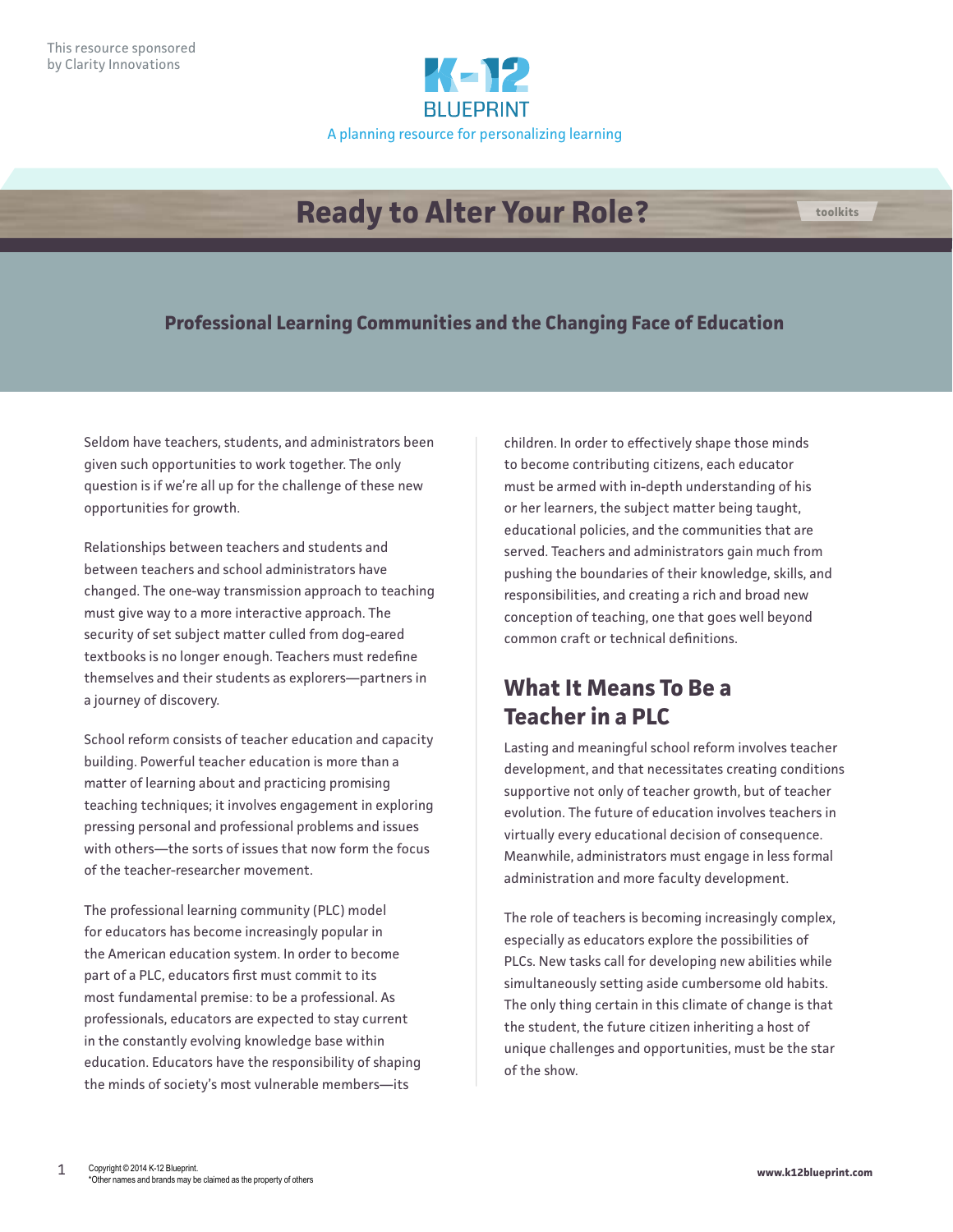This resource sponsored by Clarity Innovations

K-12 BLUEPRINT

A planning resource for personalizing learning

# Ready to Alter Your Role?

toolkits

## Professional Learning Communities and the Changing Face of Education

Seldom have teachers, students, and administrators been given such opportunities to work together. The only question is if we're all up for the challenge of these new opportunities for growth.

Relationships between teachers and students and between teachers and school administrators have changed. The one-way transmission approach to teaching must give way to a more interactive approach. The security of set subject matter culled from dog-eared textbooks is no longer enough. Teachers must redefine themselves and their students as explorers—partners in a journey of discovery.

School reform consists of teacher education and capacity building. Powerful teacher education is more than a matter of learning about and practicing promising teaching techniques; it involves engagement in exploring pressing personal and professional problems and issues with others—the sorts of issues that now form the focus of the teacher-researcher movement.

The professional learning community (PLC) model for educators has become increasingly popular in the American education system. In order to become part of a PLC, educators first must commit to its most fundamental premise: to be a professional. As professionals, educators are expected to stay current in the constantly evolving knowledge base within education. Educators have the responsibility of shaping the minds of society's most vulnerable members—its children. In order to effectively shape those minds to become contributing citizens, each educator must be armed with in-depth understanding of his or her learners, the subject matter being taught, educational policies, and the communities that are served. Teachers and administrators gain much from pushing the boundaries of their knowledge, skills, and responsibilities, and creating a rich and broad new conception of teaching, one that goes well beyond common craft or technical definitions.

## What It Means To Be a Teacher in a PLC

Lasting and meaningful school reform involves teacher development, and that necessitates creating conditions supportive not only of teacher growth, but of teacher evolution. The future of education involves teachers in virtually every educational decision of consequence. Meanwhile, administrators must engage in less formal administration and more faculty development.

The role of teachers is becoming increasingly complex, especially as educators explore the possibilities of PLCs. New tasks call for developing new abilities while simultaneously setting aside cumbersome old habits. The only thing certain in this climate of change is that the student, the future citizen inheriting a host of unique challenges and opportunities, must be the star of the show.

Copyright © 2014 K-12 Blueprint.
*Other names and brands may be claimed as the property of others

www.k12blueprint.com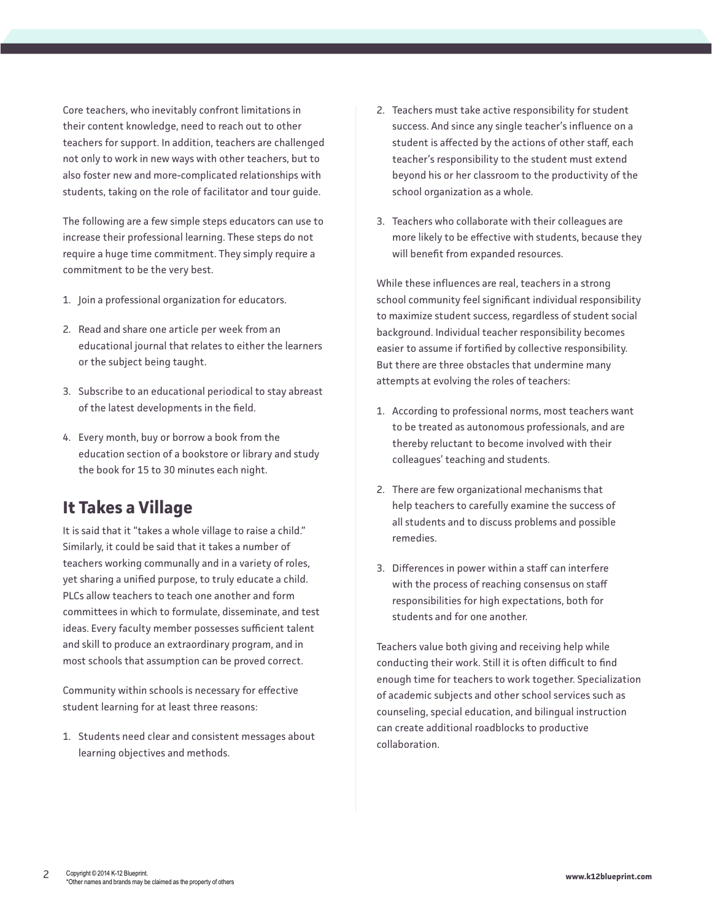Core teachers, who inevitably confront limitations in their content knowledge, need to reach out to other teachers for support. In addition, teachers are challenged not only to work in new ways with other teachers, but to also foster new and more-complicated relationships with students, taking on the role of facilitator and tour guide.

The following are a few simple steps educators can use to increase their professional learning. These steps do not require a huge time commitment. They simply require a commitment to be the very best.

1. Join a professional organization for educators.
2. Read and share one article per week from an educational journal that relates to either the learners or the subject being taught.
3. Subscribe to an educational periodical to stay abreast of the latest developments in the field.
4. Every month, buy or borrow a book from the education section of a bookstore or library and study the book for 15 to 30 minutes each night.

## It Takes a Village

It is said that it "takes a whole village to raise a child." Similarly, it could be said that it takes a number of teachers working communally and in a variety of roles, yet sharing a unified purpose, to truly educate a child. PLCs allow teachers to teach one another and form committees in which to formulate, disseminate, and test ideas. Every faculty member possesses sufficient talent and skill to produce an extraordinary program, and in most schools that assumption can be proved correct.

Community within schools is necessary for effective student learning for at least three reasons:

1. Students need clear and consistent messages about learning objectives and methods.
2. Teachers must take active responsibility for student success. And since any single teacher's influence on a student is affected by the actions of other staff, each teacher's responsibility to the student must extend beyond his or her classroom to the productivity of the school organization as a whole.
3. Teachers who collaborate with their colleagues are more likely to be effective with students, because they will benefit from expanded resources.

While these influences are real, teachers in a strong school community feel significant individual responsibility to maximize student success, regardless of student social background. Individual teacher responsibility becomes easier to assume if fortified by collective responsibility. But there are three obstacles that undermine many attempts at evolving the roles of teachers:

1. According to professional norms, most teachers want to be treated as autonomous professionals, and are thereby reluctant to become involved with their colleagues' teaching and students.
2. There are few organizational mechanisms that help teachers to carefully examine the success of all students and to discuss problems and possible remedies.
3. Differences in power within a staff can interfere with the process of reaching consensus on staff responsibilities for high expectations, both for students and for one another.

Teachers value both giving and receiving help while conducting their work. Still it is often difficult to find enough time for teachers to work together. Specialization of academic subjects and other school services such as counseling, special education, and bilingual instruction can create additional roadblocks to productive collaboration.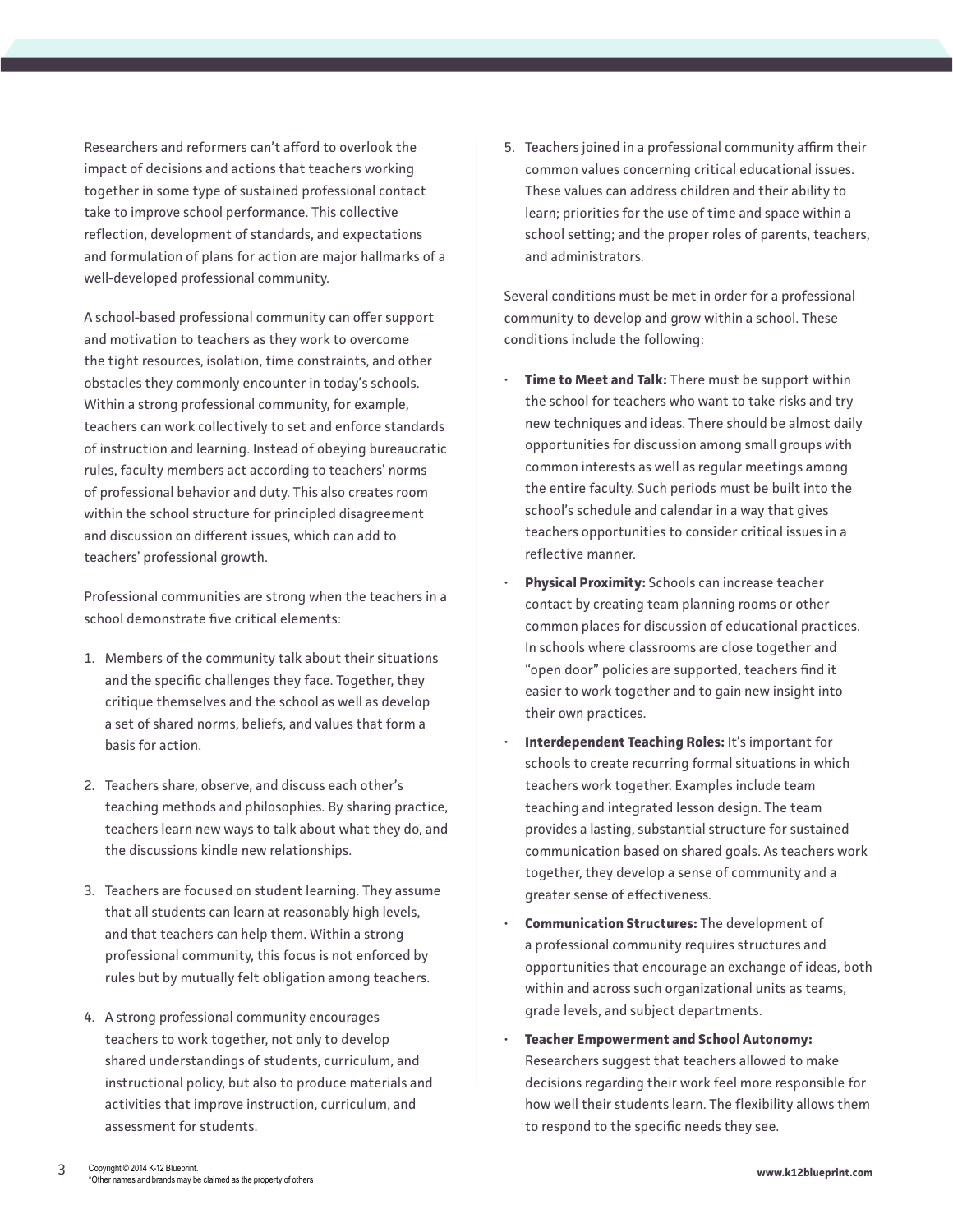Researchers and reformers can't afford to overlook the impact of decisions and actions that teachers working together in some type of sustained professional contact take to improve school performance. This collective reflection, development of standards, and expectations and formulation of plans for action are major hallmarks of a well-developed professional community.

A school-based professional community can offer support and motivation to teachers as they work to overcome the tight resources, isolation, time constraints, and other obstacles they commonly encounter in today's schools. Within a strong professional community, for example, teachers can work collectively to set and enforce standards of instruction and learning. Instead of obeying bureaucratic rules, faculty members act according to teachers' norms of professional behavior and duty. This also creates room within the school structure for principled disagreement and discussion on different issues, which can add to teachers' professional growth.

Professional communities are strong when the teachers in a school demonstrate five critical elements:

1. Members of the community talk about their situations and the specific challenges they face. Together, they critique themselves and the school as well as develop a set of shared norms, beliefs, and values that form a basis for action.

2. Teachers share, observe, and discuss each other's teaching methods and philosophies. By sharing practice, teachers learn new ways to talk about what they do, and the discussions kindle new relationships.

3. Teachers are focused on student learning. They assume that all students can learn at reasonably high levels, and that teachers can help them. Within a strong professional community, this focus is not enforced by rules but by mutually felt obligation among teachers.

4. A strong professional community encourages teachers to work together, not only to develop shared understandings of students, curriculum, and instructional policy, but also to produce materials and activities that improve instruction, curriculum, and assessment for students.

5. Teachers joined in a professional community affirm their common values concerning critical educational issues. These values can address children and their ability to learn; priorities for the use of time and space within a school setting; and the proper roles of parents, teachers, and administrators.

Several conditions must be met in order for a professional community to develop and grow within a school. These conditions include the following:

- **Time to Meet and Talk:** There must be support within the school for teachers who want to take risks and try new techniques and ideas. There should be almost daily opportunities for discussion among small groups with common interests as well as regular meetings among the entire faculty. Such periods must be built into the school's schedule and calendar in a way that gives teachers opportunities to consider critical issues in a reflective manner.
- **Physical Proximity:** Schools can increase teacher contact by creating team planning rooms or other common places for discussion of educational practices. In schools where classrooms are close together and "open door" policies are supported, teachers find it easier to work together and to gain new insight into their own practices.
- **Interdependent Teaching Roles:** It's important for schools to create recurring formal situations in which teachers work together. Examples include team teaching and integrated lesson design. The team provides a lasting, substantial structure for sustained communication based on shared goals. As teachers work together, they develop a sense of community and a greater sense of effectiveness.
- **Communication Structures:** The development of a professional community requires structures and opportunities that encourage an exchange of ideas, both within and across such organizational units as teams, grade levels, and subject departments.
- **Teacher Empowerment and School Autonomy:** Researchers suggest that teachers allowed to make decisions regarding their work feel more responsible for how well their students learn. The flexibility allows them to respond to the specific needs they see.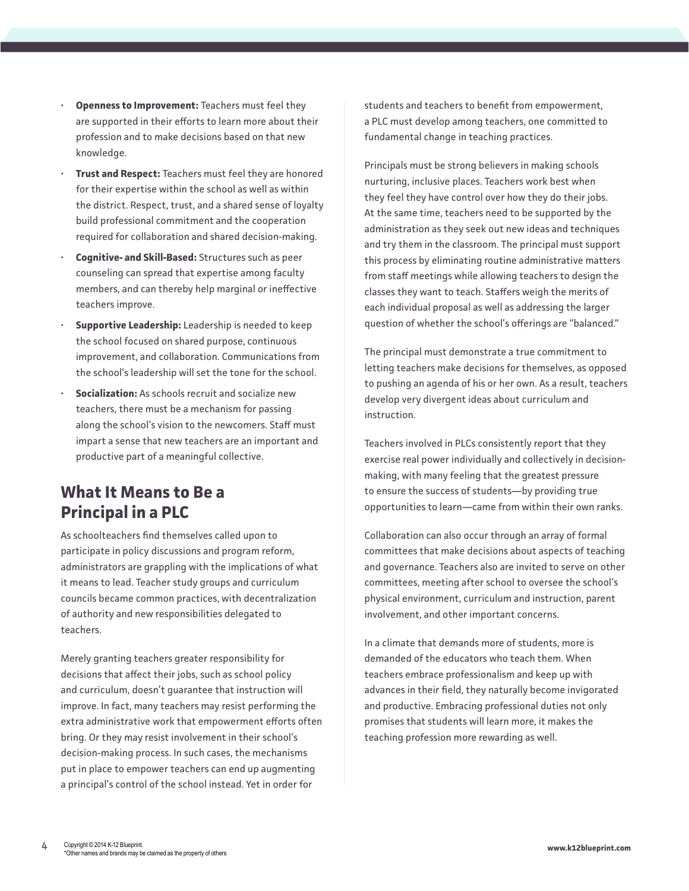- **Openness to Improvement:** Teachers must feel they are supported in their efforts to learn more about their profession and to make decisions based on that new knowledge.
- **Trust and Respect:** Teachers must feel they are honored for their expertise within the school as well as within the district. Respect, trust, and a shared sense of loyalty build professional commitment and the cooperation required for collaboration and shared decision-making.
- **Cognitive- and Skill-Based:** Structures such as peer counseling can spread that expertise among faculty members, and can thereby help marginal or ineffective teachers improve.
- **Supportive Leadership:** Leadership is needed to keep the school focused on shared purpose, continuous improvement, and collaboration. Communications from the school's leadership will set the tone for the school.
- **Socialization:** As schools recruit and socialize new teachers, there must be a mechanism for passing along the school's vision to the newcomers. Staff must impart a sense that new teachers are an important and productive part of a meaningful collective.

## What It Means to Be a Principal in a PLC

As schoolteachers find themselves called upon to participate in policy discussions and program reform, administrators are grappling with the implications of what it means to lead. Teacher study groups and curriculum councils became common practices, with decentralization of authority and new responsibilities delegated to teachers.

Merely granting teachers greater responsibility for decisions that affect their jobs, such as school policy and curriculum, doesn't guarantee that instruction will improve. In fact, many teachers may resist performing the extra administrative work that empowerment efforts often bring. Or they may resist involvement in their school's decision-making process. In such cases, the mechanisms put in place to empower teachers can end up augmenting a principal's control of the school instead. Yet in order for students and teachers to benefit from empowerment, a PLC must develop among teachers, one committed to fundamental change in teaching practices.

Principals must be strong believers in making schools nurturing, inclusive places. Teachers work best when they feel they have control over how they do their jobs. At the same time, teachers need to be supported by the administration as they seek out new ideas and techniques and try them in the classroom. The principal must support this process by eliminating routine administrative matters from staff meetings while allowing teachers to design the classes they want to teach. Staffers weigh the merits of each individual proposal as well as addressing the larger question of whether the school's offerings are "balanced."

The principal must demonstrate a true commitment to letting teachers make decisions for themselves, as opposed to pushing an agenda of his or her own. As a result, teachers develop very divergent ideas about curriculum and instruction.

Teachers involved in PLCs consistently report that they exercise real power individually and collectively in decision-making, with many feeling that the greatest pressure to ensure the success of students—by providing true opportunities to learn—came from within their own ranks.

Collaboration can also occur through an array of formal committees that make decisions about aspects of teaching and governance. Teachers also are invited to serve on other committees, meeting after school to oversee the school's physical environment, curriculum and instruction, parent involvement, and other important concerns.

In a climate that demands more of students, more is demanded of the educators who teach them. When teachers embrace professionalism and keep up with advances in their field, they naturally become invigorated and productive. Embracing professional duties not only promises that students will learn more, it makes the teaching profession more rewarding as well.